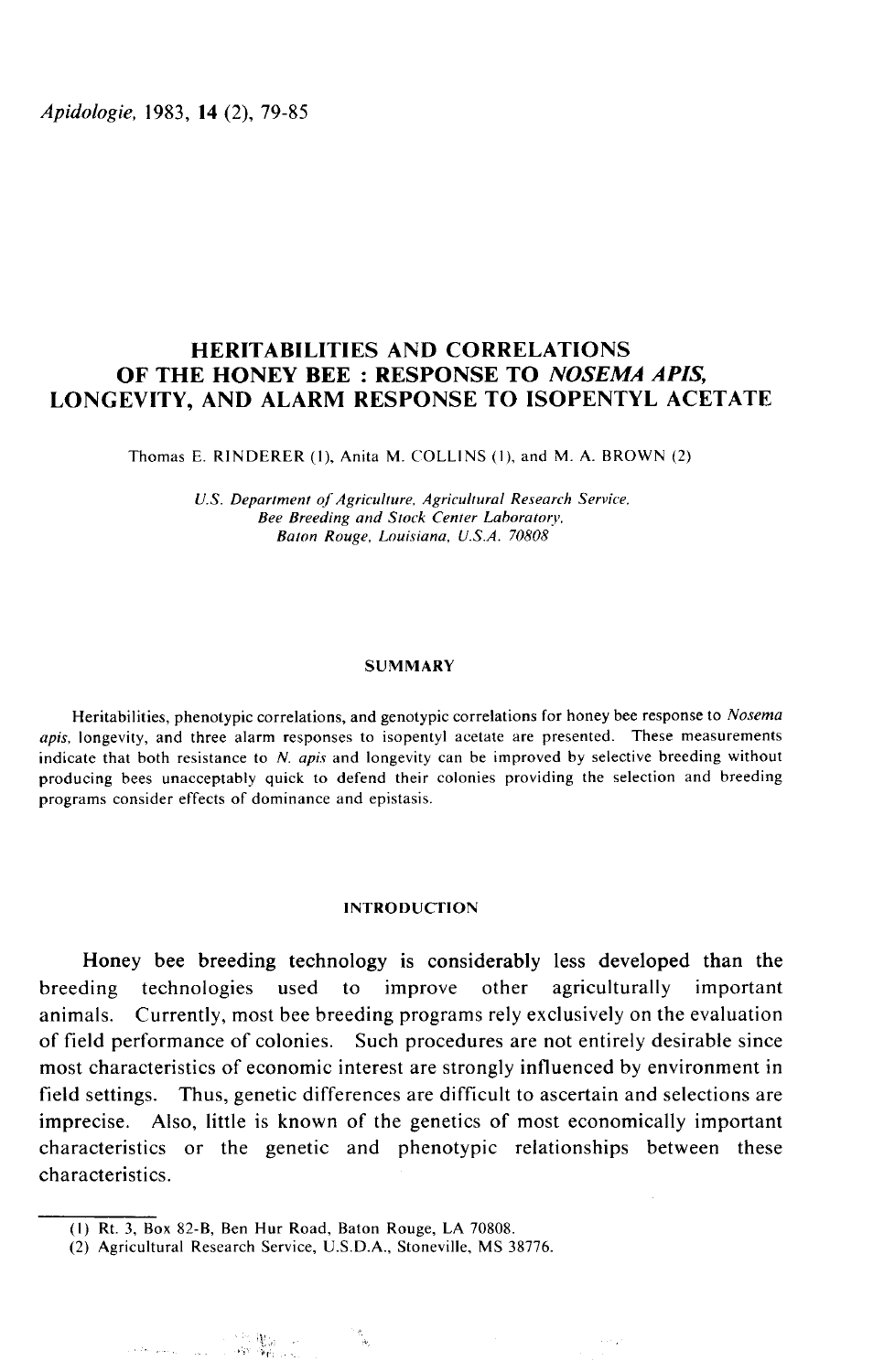# HERITABILITIES AND CORRELATIONS OF THE HONEY BEE : RESPONSE TO *NOSEMA APIS*, LONGEVITY, AND ALARM RESPONSE TO ISOPENTYL ACETATE

Thomas E. RINDERER (1), Anita M. COLLINS (1), and M. A. BROWN (2)

*U.S. Department of Agriculture, Agricultural Research Service, Bee Breeding and Stock Center Laboratory, Baton Rouge, Louisiana, U.S.A. 70808*

## SUMMARY

Heritabilities, phenotypic correlations, and genotypic correlations for honey bee response to *Nosema apis*, longevity, and three alarm responses to isopentyl acetate are presented. These measurements indicate that both resistance to *N. apis* and longevity can be improved by selective breeding without producing bees unacceptably quick to defend their colonies providing the selection and breeding programs consider effects of dominance and epistasis.

## INTRODUCTION

Honey bee breeding technology is considerably less developed than the breeding technologies used to improve other agriculturally important animals. Currently, most bee breeding programs rely exclusively on the evaluation of field performance of colonies. Such procedures are not entirely desirable since most characteristics of economic interest are strongly influenced by environment in field settings. Thus, genetic differences are difficult to ascertain and selections are imprecise. Also, little is known of the genetics of most economically important characteristics or the genetic and phenotypic relationships between these characteristics.

---

(1) Rt. 3, Box 82-B, Ben Hur Road, Baton Rouge, LA 70808.

(2) Agricultural Research Service, U.S.D.A., Stoneville, MS 38776.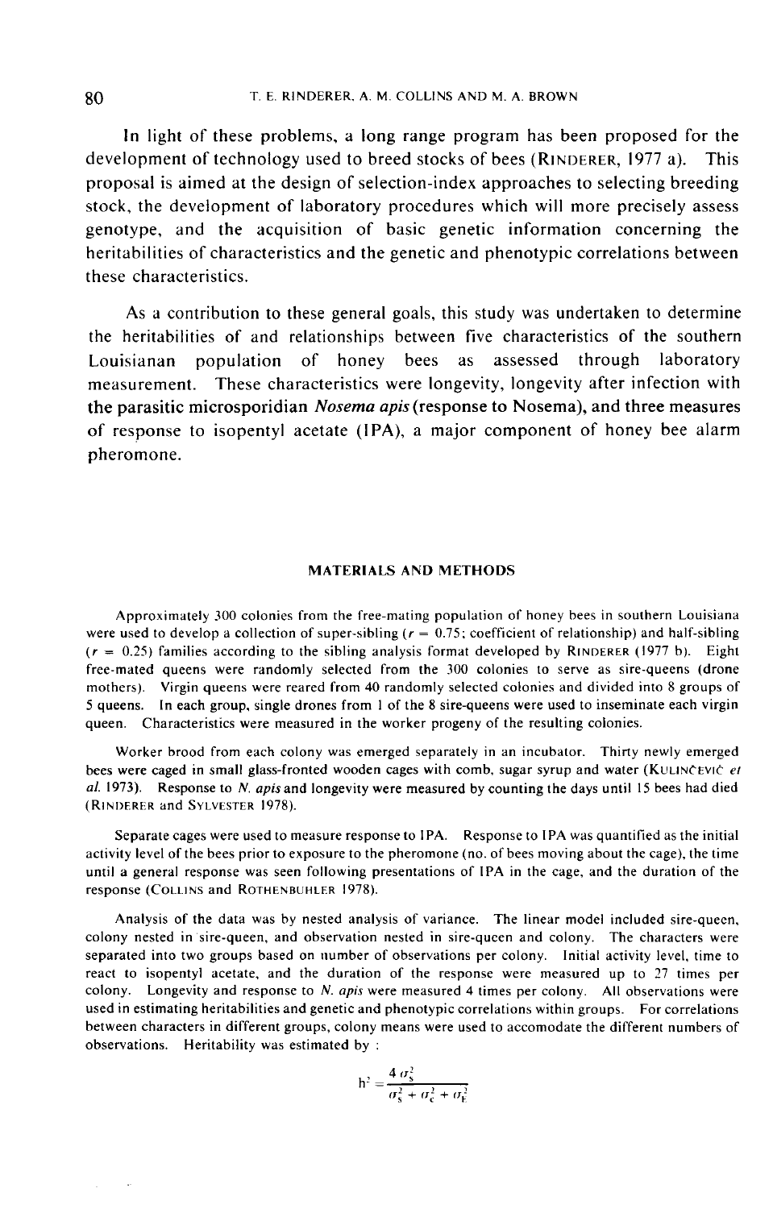In light of these problems, a long range program has been proposed for the development of technology used to breed stocks of bees (RINDERER, 1977 a). This proposal is aimed at the design of selection-index approaches to selecting breeding stock, the development of laboratory procedures which will more precisely assess genotype, and the acquisition of basic genetic information concerning the heritabilities of characteristics and the genetic and phenotypic correlations between these characteristics.

As a contribution to these general goals, this study was undertaken to determine the heritabilities of and relationships between five characteristics of the southern Louisianan population of honey bees as assessed through laboratory measurement. These characteristics were longevity, longevity after infection with the parasitic microsporidian *Nosema apis* (response to Nosema), and three measures of response to isopentyl acetate (IPA), a major component of honey bee alarm pheromone.

## MATERIALS AND METHODS

Approximately 300 colonies from the free-mating population of honey bees in southern Louisiana were used to develop a collection of super-sibling ($r = 0.75$; coefficient of relationship) and half-sibling ($r = 0.25$) families according to the sibling analysis format developed by RINDERER (1977 b). Eight free-mated queens were randomly selected from the 300 colonies to serve as sire-queens (drone mothers). Virgin queens were reared from 40 randomly selected colonies and divided into 8 groups of 5 queens. In each group, single drones from 1 of the 8 sire-queens were used to inseminate each virgin queen. Characteristics were measured in the worker progeny of the resulting colonies.

Worker brood from each colony was emerged separately in an incubator. Thirty newly emerged bees were caged in small glass-fronted wooden cages with comb, sugar syrup and water (KULINČEVIĆ *et al.* 1973). Response to *N. apis* and longevity were measured by counting the days until 15 bees had died (RINDERER and SYLVESTER 1978).

Separate cages were used to measure response to IPA. Response to IPA was quantified as the initial activity level of the bees prior to exposure to the pheromone (no. of bees moving about the cage), the time until a general response was seen following presentations of IPA in the cage, and the duration of the response (COLLINS and ROTHENBUHLER 1978).

Analysis of the data was by nested analysis of variance. The linear model included sire-queen, colony nested in sire-queen, and observation nested in sire-queen and colony. The characters were separated into two groups based on number of observations per colony. Initial activity level, time to react to isopentyl acetate, and the duration of the response were measured up to 27 times per colony. Longevity and response to *N. apis* were measured 4 times per colony. All observations were used in estimating heritabilities and genetic and phenotypic correlations within groups. For correlations between characters in different groups, colony means were used to accomodate the different numbers of observations. Heritability was estimated by :

$$h^2 = \frac{4\,\sigma_S^2}{\sigma_S^2 + \sigma_C^2 + \sigma_E^2}$$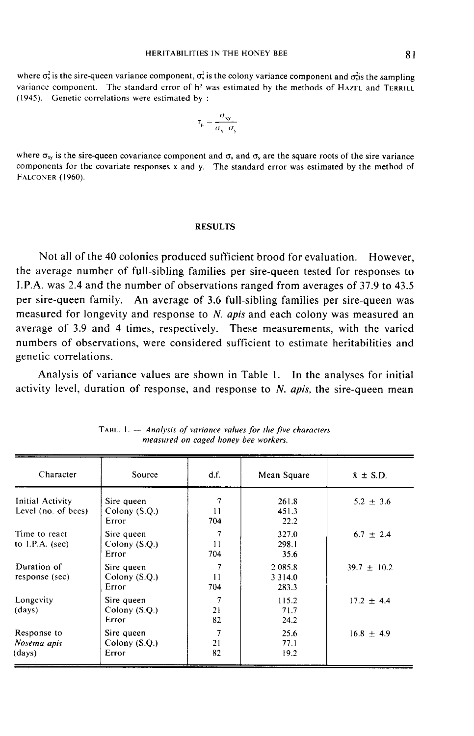where $\sigma_s^2$ is the sire-queen variance component, $\sigma_c^2$ is the colony variance component and $\sigma_e^2$ is the sampling variance component. The standard error of $h^2$ was estimated by the methods of HAZEL and TERRILL (1945). Genetic correlations were estimated by :

$$r_g = \frac{\sigma_{xy}}{\sigma_x \sigma_y}$$

where $\sigma_{xy}$ is the sire-queen covariance component and $\sigma_x$ and $\sigma_y$ are the square roots of the sire variance components for the covariate responses x and y. The standard error was estimated by the method of FALCONER (1960).

## RESULTS

Not all of the 40 colonies produced sufficient brood for evaluation. However, the average number of full-sibling families per sire-queen tested for responses to I.P.A. was 2.4 and the number of observations ranged from averages of 37.9 to 43.5 per sire-queen family. An average of 3.6 full-sibling families per sire-queen was measured for longevity and response to *N. apis* and each colony was measured an average of 3.9 and 4 times, respectively. These measurements, with the varied numbers of observations, were considered sufficient to estimate heritabilities and genetic correlations.

Analysis of variance values are shown in Table 1. In the analyses for initial activity level, duration of response, and response to *N. apis*, the sire-queen mean

TABL. 1. — *Analysis of variance values for the five characters measured on caged honey bee workers.*

| Character | Source | d.f. | Mean Square | x̄ ± S.D. |
|---|---|---|---|---|
| Initial Activity Level (no. of bees) | Sire queen | 7 | 261.8 | 5.2 ± 3.6 |
| | Colony (S.Q.) | 11 | 451.3 | |
| | Error | 704 | 22.2 | |
| Time to react to I.P.A. (sec) | Sire queen | 7 | 327.0 | 6.7 ± 2.4 |
| | Colony (S.Q.) | 11 | 298.1 | |
| | Error | 704 | 35.6 | |
| Duration of response (sec) | Sire queen | 7 | 2 085.8 | 39.7 ± 10.2 |
| | Colony (S.Q.) | 11 | 3 314.0 | |
| | Error | 704 | 283.3 | |
| Longevity (days) | Sire queen | 7 | 115.2 | 17.2 ± 4.4 |
| | Colony (S.Q.) | 21 | 71.7 | |
| | Error | 82 | 24.2 | |
| Response to *Nosema apis* (days) | Sire queen | 7 | 25.6 | 16.8 ± 4.9 |
| | Colony (S.Q.) | 21 | 77.1 | |
| | Error | 82 | 19.2 | |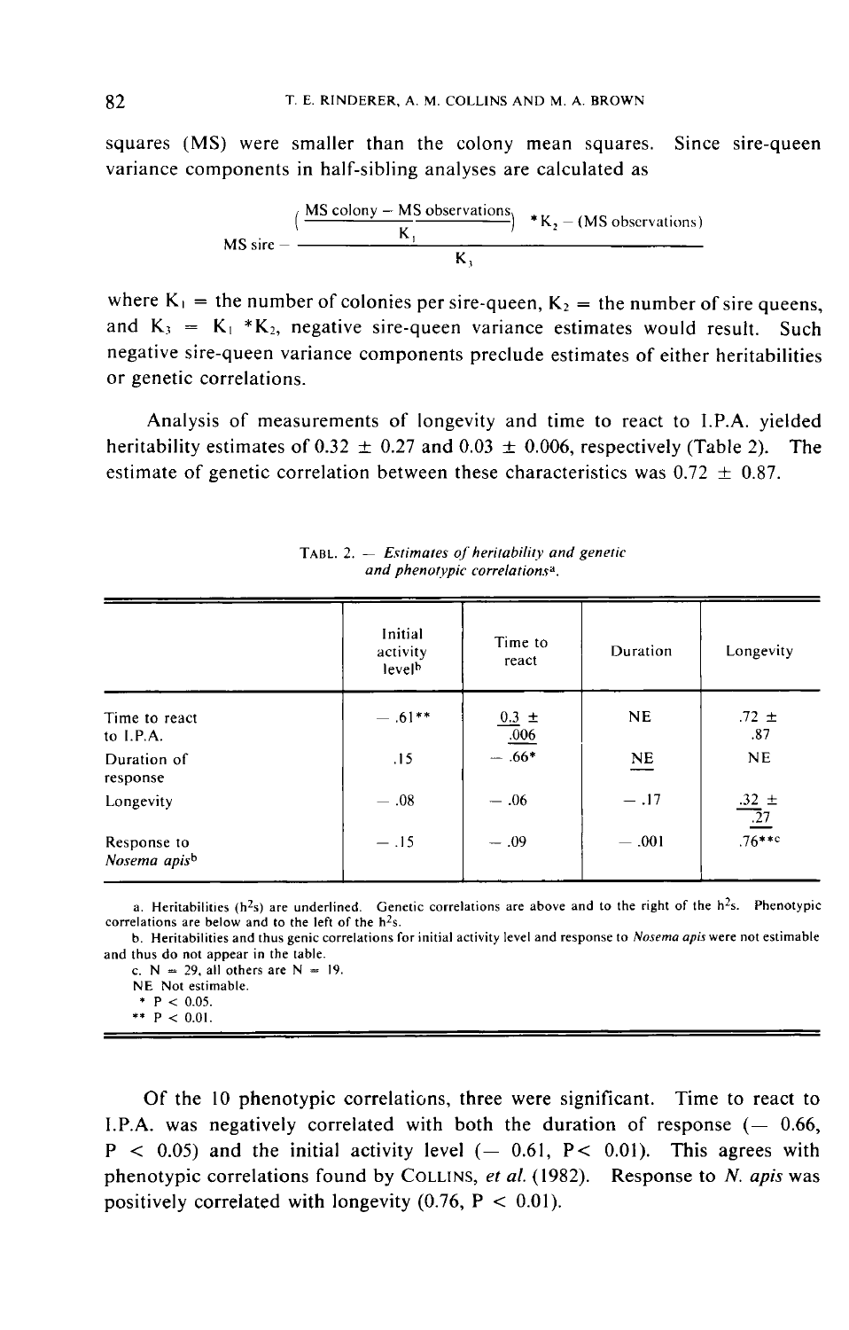squares (MS) were smaller than the colony mean squares. Since sire-queen variance components in half-sibling analyses are calculated as

$$\text{MS sire} - \frac{\left(\frac{\text{MS colony} - \text{MS observations}}{K_1}\right) * K_2 - (\text{MS observations})}{K_3}$$

where $K_1$ = the number of colonies per sire-queen, $K_2$ = the number of sire queens, and $K_3 = K_1 * K_2$, negative sire-queen variance estimates would result. Such negative sire-queen variance components preclude estimates of either heritabilities or genetic correlations.

Analysis of measurements of longevity and time to react to I.P.A. yielded heritability estimates of 0.32 ± 0.27 and 0.03 ± 0.006, respectively (Table 2). The estimate of genetic correlation between these characteristics was 0.72 ± 0.87.

TABL. 2. — *Estimates of heritability and genetic and phenotypic correlations*[a].

| | Initial activity level[b] | Time to react | Duration | Longevity |
|---|---|---|---|---|
| Time to react to I.P.A. | — .61** | <u>0.3 ± .006</u> | NE | .72 ± .87 |
| Duration of response | .15 | — .66* | <u>NE</u> | NE |
| Longevity | — .08 | — .06 | — .17 | <u>.32 ± .27</u> |
| Response to *Nosema apis*[b] | — .15 | — .09 | — .001 | .76**[c] |

a. Heritabilities ($h^2$s) are underlined. Genetic correlations are above and to the right of the $h^2$s. Phenotypic correlations are below and to the left of the $h^2$s.
b. Heritabilities and thus genic correlations for initial activity level and response to *Nosema apis* were not estimable and thus do not appear in the table.
c. N = 29, all others are N = 19.
NE Not estimable.
\* P < 0.05.
\*\* P < 0.01.

Of the 10 phenotypic correlations, three were significant. Time to react to I.P.A. was negatively correlated with both the duration of response (— 0.66, $P < 0.05$) and the initial activity level (— 0.61, $P < 0.01$). This agrees with phenotypic correlations found by COLLINS, *et al.* (1982). Response to *N. apis* was positively correlated with longevity (0.76, $P < 0.01$).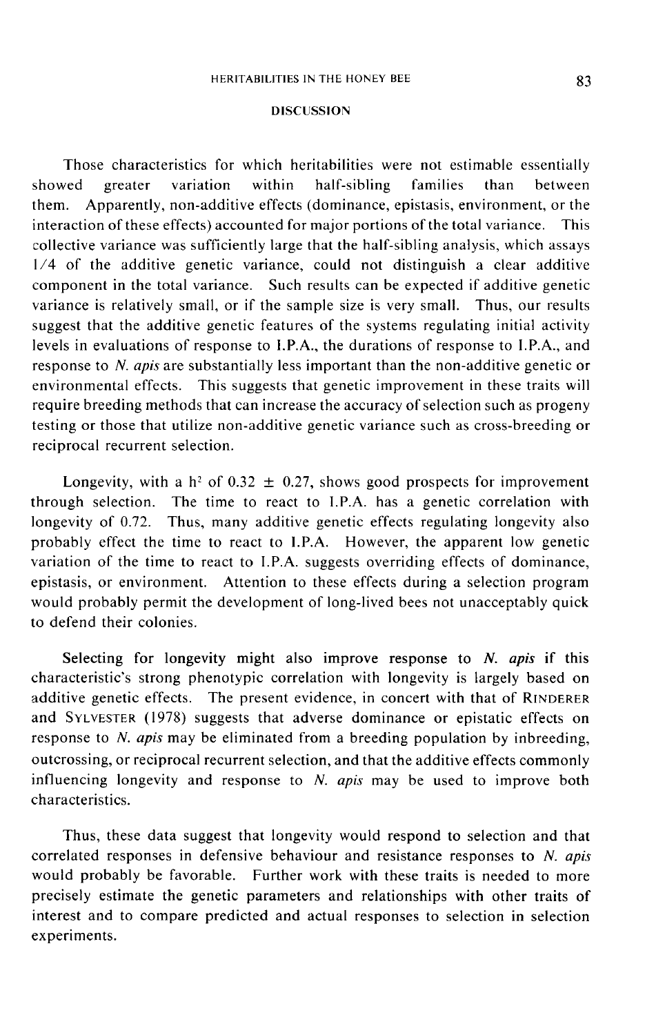## DISCUSSION

Those characteristics for which heritabilities were not estimable essentially showed greater variation within half-sibling families than between them. Apparently, non-additive effects (dominance, epistasis, environment, or the interaction of these effects) accounted for major portions of the total variance. This collective variance was sufficiently large that the half-sibling analysis, which assays 1/4 of the additive genetic variance, could not distinguish a clear additive component in the total variance. Such results can be expected if additive genetic variance is relatively small, or if the sample size is very small. Thus, our results suggest that the additive genetic features of the systems regulating initial activity levels in evaluations of response to I.P.A., the durations of response to I.P.A., and response to *N. apis* are substantially less important than the non-additive genetic or environmental effects. This suggests that genetic improvement in these traits will require breeding methods that can increase the accuracy of selection such as progeny testing or those that utilize non-additive genetic variance such as cross-breeding or reciprocal recurrent selection.

Longevity, with a $h^2$ of $0.32 \pm 0.27$, shows good prospects for improvement through selection. The time to react to I.P.A. has a genetic correlation with longevity of 0.72. Thus, many additive genetic effects regulating longevity also probably effect the time to react to I.P.A. However, the apparent low genetic variation of the time to react to I.P.A. suggests overriding effects of dominance, epistasis, or environment. Attention to these effects during a selection program would probably permit the development of long-lived bees not unacceptably quick to defend their colonies.

Selecting for longevity might also improve response to *N. apis* if this characteristic's strong phenotypic correlation with longevity is largely based on additive genetic effects. The present evidence, in concert with that of RINDERER and SYLVESTER (1978) suggests that adverse dominance or epistatic effects on response to *N. apis* may be eliminated from a breeding population by inbreeding, outcrossing, or reciprocal recurrent selection, and that the additive effects commonly influencing longevity and response to *N. apis* may be used to improve both characteristics.

Thus, these data suggest that longevity would respond to selection and that correlated responses in defensive behaviour and resistance responses to *N. apis* would probably be favorable. Further work with these traits is needed to more precisely estimate the genetic parameters and relationships with other traits of interest and to compare predicted and actual responses to selection in selection experiments.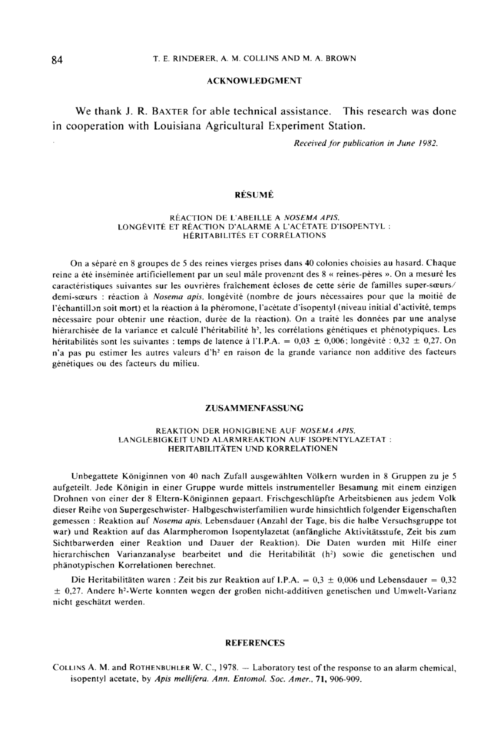## ACKNOWLEDGMENT

We thank J. R. BAXTER for able technical assistance. This research was done in cooperation with Louisiana Agricultural Experiment Station.

*Received for publication in June 1982.*

## RÉSUMÉ

### RÉACTION DE L'ABEILLE A *NOSEMA APIS*, LONGÉVITÉ ET RÉACTION D'ALARME A L'ACÉTATE D'ISOPENTYL : HÉRITABILITÉS ET CORRÉLATIONS

On a séparé en 8 groupes de 5 des reines vierges prises dans 40 colonies choisies au hasard. Chaque reine a été inséminée artificiellement par un seul mâle provenant des 8 « reines-pères ». On a mesuré les caractéristiques suivantes sur les ouvrières fraîchement écloses de cette série de familles super-sœurs/demi-sœurs : réaction à *Nosema apis*, longévité (nombre de jours nécessaires pour que la moitié de l'échantillon soit mort) et la réaction à la phéromone, l'acétate d'isopentyl (niveau initial d'activité, temps nécessaire pour obtenir une réaction, durée de la réaction). On a traité les données par une analyse hiérarchisée de la variance et calculé l'héritabilité $h^2$, les corrélations génétiques et phénotypiques. Les héritabilités sont les suivantes : temps de latence à l'I.P.A. = 0,03 ± 0,006; longévité : 0,32 ± 0,27. On n'a pas pu estimer les autres valeurs d'$h^2$ en raison de la grande variance non additive des facteurs génétiques ou des facteurs du milieu.

## ZUSAMMENFASSUNG

### REAKTION DER HONIGBIENE AUF *NOSEMA APIS*, LANGLEBIGKEIT UND ALARMREAKTION AUF ISOPENTYLAZETAT : HERITABILITÄTEN UND KORRELATIONEN

Unbegattete Königinnen von 40 nach Zufall ausgewählten Völkern wurden in 8 Gruppen zu je 5 aufgeteilt. Jede Königin in einer Gruppe wurde mittels instrumenteller Besamung mit einem einzigen Drohnen von einer der 8 Eltern-Königinnen gepaart. Frischgeschlüpfte Arbeitsbienen aus jedem Volk dieser Reihe von Supergeschwister- Halbgeschwisterfamilien wurde hinsichtlich folgender Eigenschaften gemessen : Reaktion auf *Nosema apis*, Lebensdauer (Anzahl der Tage, bis die halbe Versuchsgruppe tot war) und Reaktion auf das Alarmpheromon Isopentylazetat (anfängliche Aktivitätsstufe, Zeit bis zum Sichtbarwerden einer Reaktion und Dauer der Reaktion). Die Daten wurden mit Hilfe einer hierarchischen Varianzanalyse bearbeitet und die Heritabilität ($h^2$) sowie die genetischen und phänotypischen Korrelationen berechnet.

Die Heritabilitäten waren : Zeit bis zur Reaktion auf I.P.A. = 0,3 ± 0,006 und Lebensdauer = 0,32 ± 0,27. Andere $h^2$-Werte konnten wegen der großen nicht-additiven genetischen und Umwelt-Varianz nicht geschätzt werden.

## REFERENCES

COLLINS A. M. and ROTHENBUHLER W. C., 1978. — Laboratory test of the response to an alarm chemical, isopentyl acetate, by *Apis mellifera*. *Ann. Entomol. Soc. Amer.*, **71**, 906-909.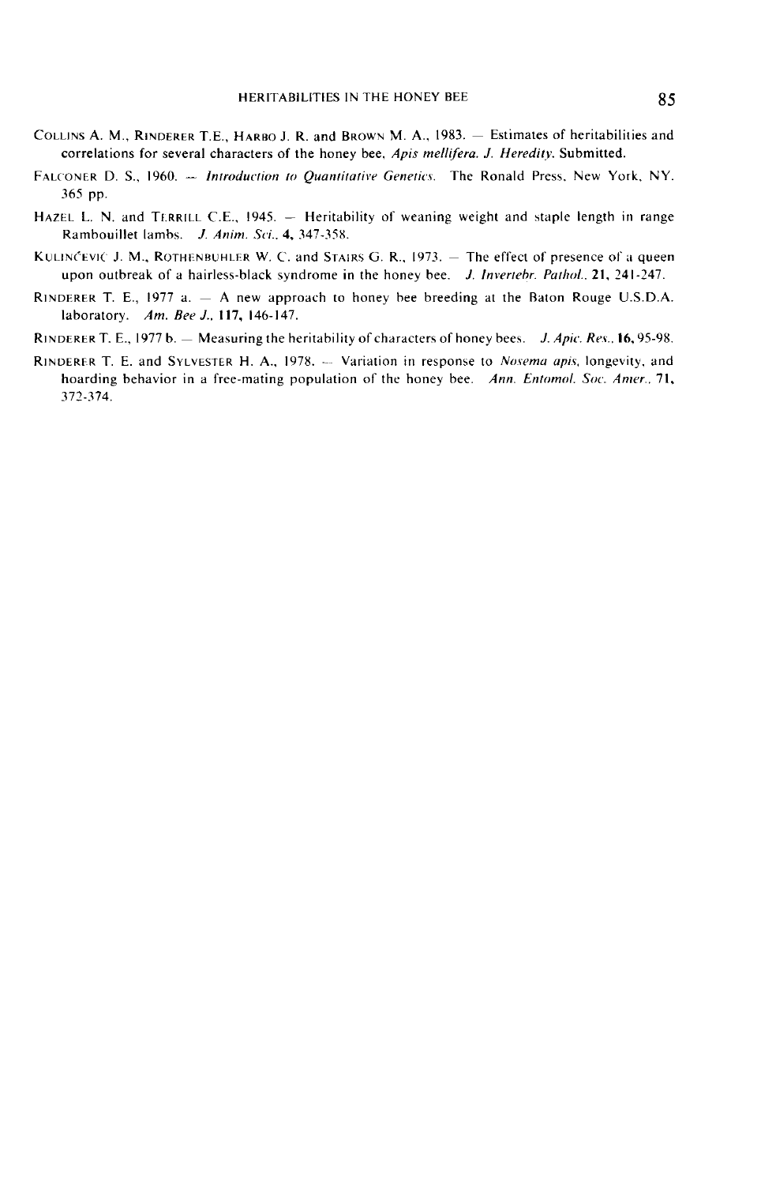COLLINS A. M., RINDERER T.E., HARBO J. R. and BROWN M. A., 1983. — Estimates of heritabilities and correlations for several characters of the honey bee, *Apis mellifera*. *J. Heredity*. Submitted.

FALCONER D. S., 1960. — *Introduction to Quantitative Genetics*. The Ronald Press, New York, NY. 365 pp.

HAZEL L. N. and TERRILL C.E., 1945. — Heritability of weaning weight and staple length in range Rambouillet lambs. *J. Anim. Sci.*, **4**, 347-358.

KULINČEVIĆ J. M., ROTHENBUHLER W. C. and STAIRS G. R., 1973. — The effect of presence of a queen upon outbreak of a hairless-black syndrome in the honey bee. *J. Invertebr. Pathol.*, **21**, 241-247.

RINDERER T. E., 1977 a. — A new approach to honey bee breeding at the Baton Rouge U.S.D.A. laboratory. *Am. Bee J.*, **117**, 146-147.

RINDERER T. E., 1977 b. — Measuring the heritability of characters of honey bees. *J. Apic. Res.*, **16**, 95-98.

RINDERER T. E. and SYLVESTER H. A., 1978. — Variation in response to *Nosema apis*, longevity, and hoarding behavior in a free-mating population of the honey bee. *Ann. Entomol. Soc. Amer.*, **71**, 372-374.